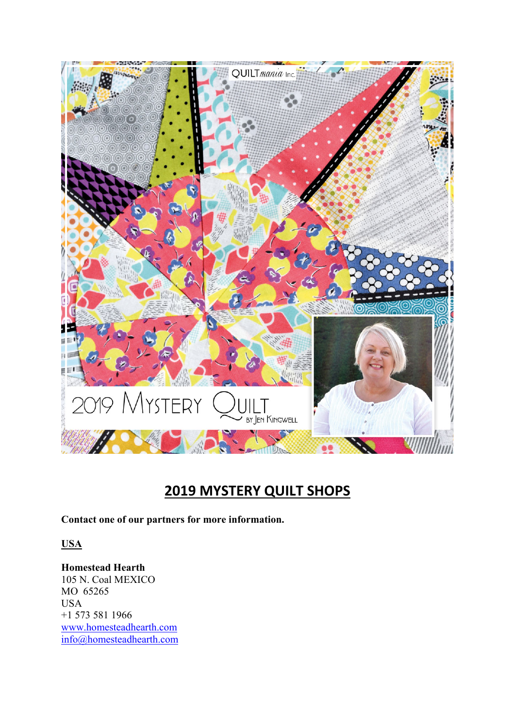## 2019 MYSTERY QUILT SHOPS

**Contact one of our partners for more information.**

**USA**

**Homestead Hearth**
105 N. Coal MEXICO
MO 65265
USA
+1 573 581 1966
www.homesteadhearth.com
info@homesteadhearth.com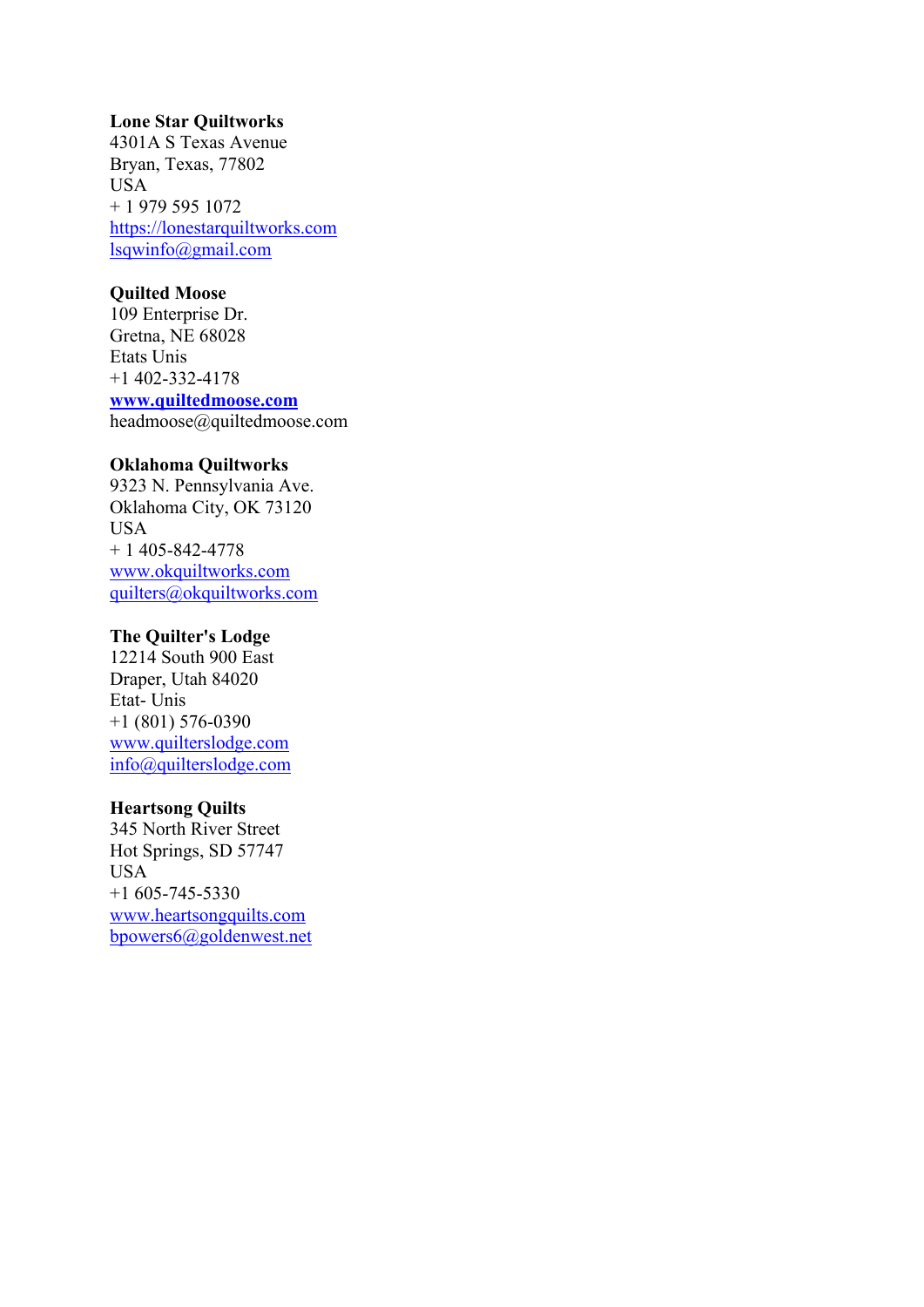**Lone Star Quiltworks**
4301A S Texas Avenue
Bryan, Texas, 77802
USA
+ 1 979 595 1072
https://lonestarquiltworks.com
lsqwinfo@gmail.com

**Quilted Moose**
109 Enterprise Dr.
Gretna, NE 68028
Etats Unis
+1 402-332-4178
**www.quiltedmoose.com**
headmoose@quiltedmoose.com

**Oklahoma Quiltworks**
9323 N. Pennsylvania Ave.
Oklahoma City, OK 73120
USA
+ 1 405-842-4778
www.okquiltworks.com
quilters@okquiltworks.com

**The Quilter's Lodge**
12214 South 900 East
Draper, Utah 84020
Etat- Unis
+1 (801) 576-0390
www.quilterslodge.com
info@quilterslodge.com

**Heartsong Quilts**
345 North River Street
Hot Springs, SD 57747
USA
+1 605-745-5330
www.heartsongquilts.com
bpowers6@goldenwest.net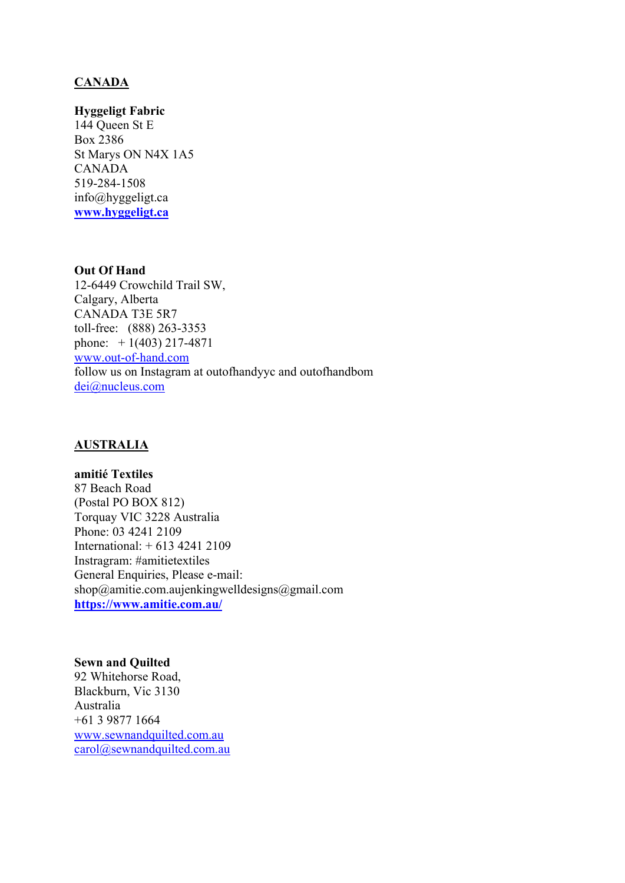## CANADA

**Hyggeligt Fabric**
144 Queen St E
Box 2386
St Marys ON N4X 1A5
CANADA
519-284-1508
info@hyggeligt.ca
**www.hyggeligt.ca**

**Out Of Hand**
12-6449 Crowchild Trail SW,
Calgary, Alberta
CANADA T3E 5R7
toll-free: (888) 263-3353
phone: + 1(403) 217-4871
www.out-of-hand.com
follow us on Instagram at outofhandyyc and outofhandbom
dei@nucleus.com

## AUSTRALIA

**amitié Textiles**
87 Beach Road
(Postal PO BOX 812)
Torquay VIC 3228 Australia
Phone: 03 4241 2109
International: + 613 4241 2109
Instragram: #amitietextiles
General Enquiries, Please e-mail:
shop@amitie.com.aujenkingwelldesigns@gmail.com
**https://www.amitie.com.au/**

**Sewn and Quilted**
92 Whitehorse Road,
Blackburn, Vic 3130
Australia
+61 3 9877 1664
www.sewnandquilted.com.au
carol@sewnandquilted.com.au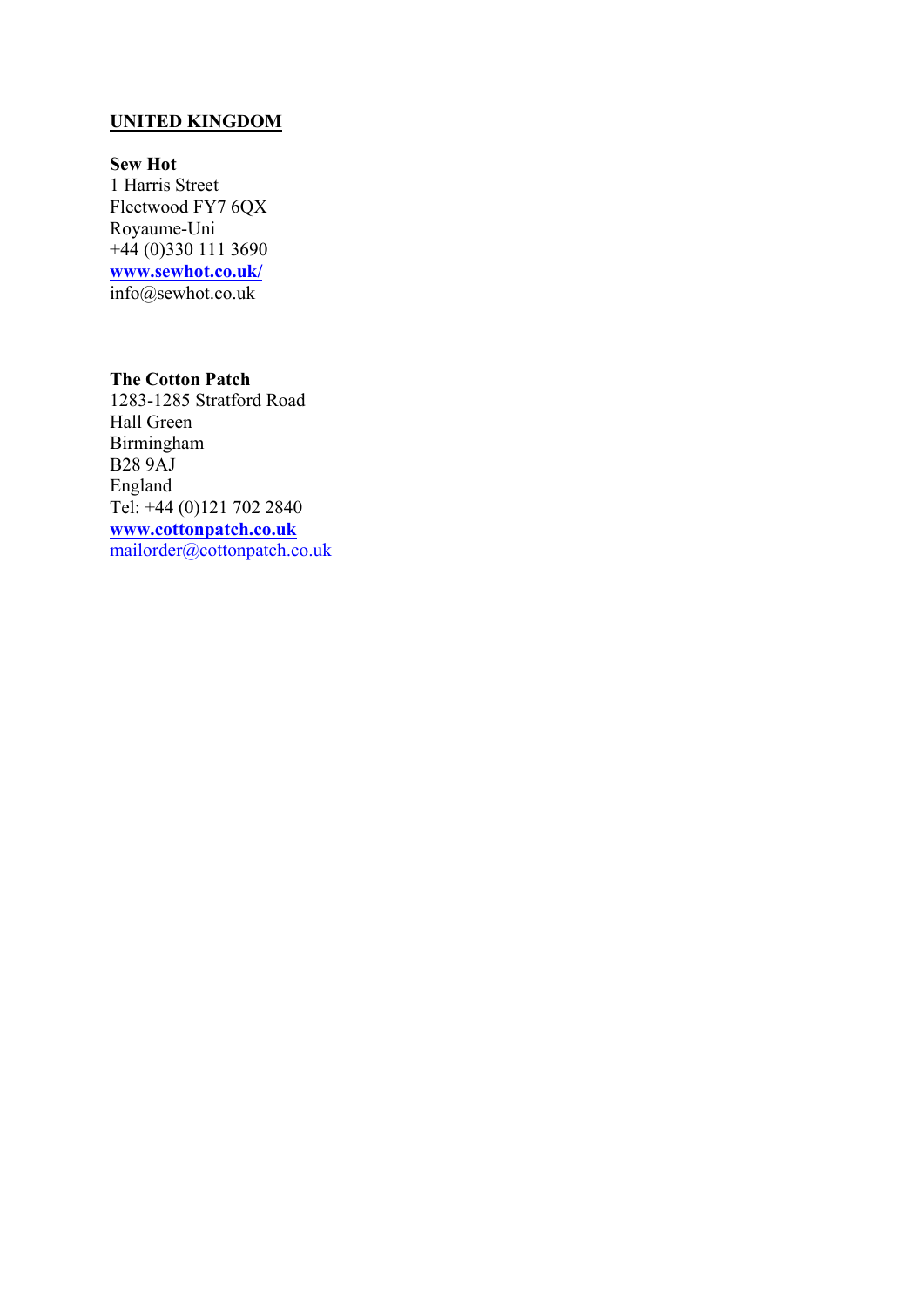## UNITED KINGDOM

**Sew Hot**
1 Harris Street
Fleetwood FY7 6QX
Royaume-Uni
+44 (0)330 111 3690
**www.sewhot.co.uk/**
info@sewhot.co.uk

**The Cotton Patch**
1283-1285 Stratford Road
Hall Green
Birmingham
B28 9AJ
England
Tel: +44 (0)121 702 2840
**www.cottonpatch.co.uk**
mailorder@cottonpatch.co.uk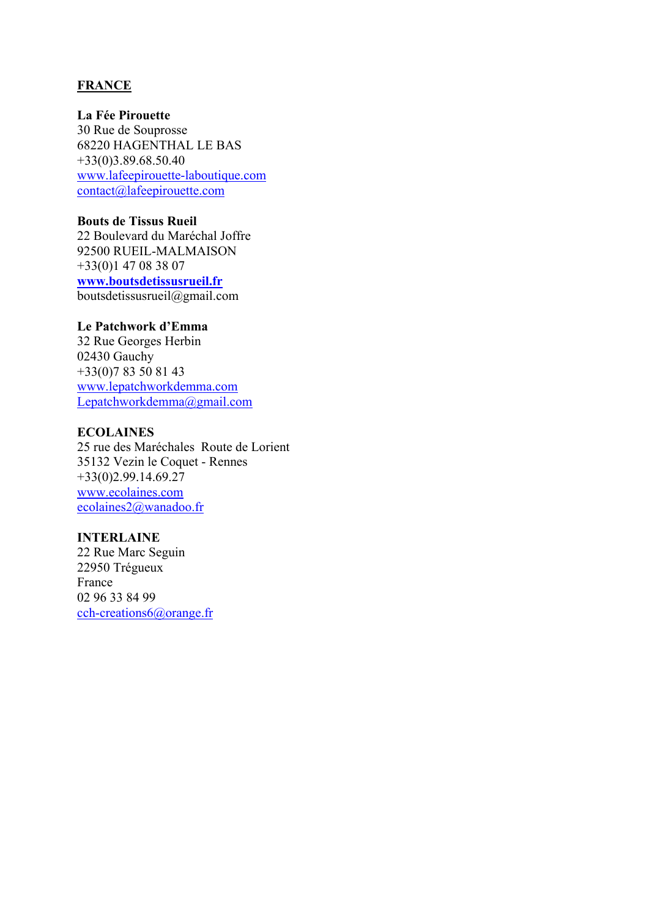**FRANCE**

**La Fée Pirouette**
30 Rue de Souprosse
68220 HAGENTHAL LE BAS
+33(0)3.89.68.50.40
www.lafeepirouette-laboutique.com
contact@lafeepirouette.com

**Bouts de Tissus Rueil**
22 Boulevard du Maréchal Joffre
92500 RUEIL-MALMAISON
+33(0)1 47 08 38 07
**www.boutsdetissusrueil.fr**
boutsdetissusrueil@gmail.com

**Le Patchwork d'Emma**
32 Rue Georges Herbin
02430 Gauchy
+33(0)7 83 50 81 43
www.lepatchworkdemma.com
Lepatchworkdemma@gmail.com

**ECOLAINES**
25 rue des Maréchales  Route de Lorient
35132 Vezin le Coquet - Rennes
+33(0)2.99.14.69.27
www.ecolaines.com
ecolaines2@wanadoo.fr

**INTERLAINE**
22 Rue Marc Seguin
22950 Trégueux
France
02 96 33 84 99
cch-creations6@orange.fr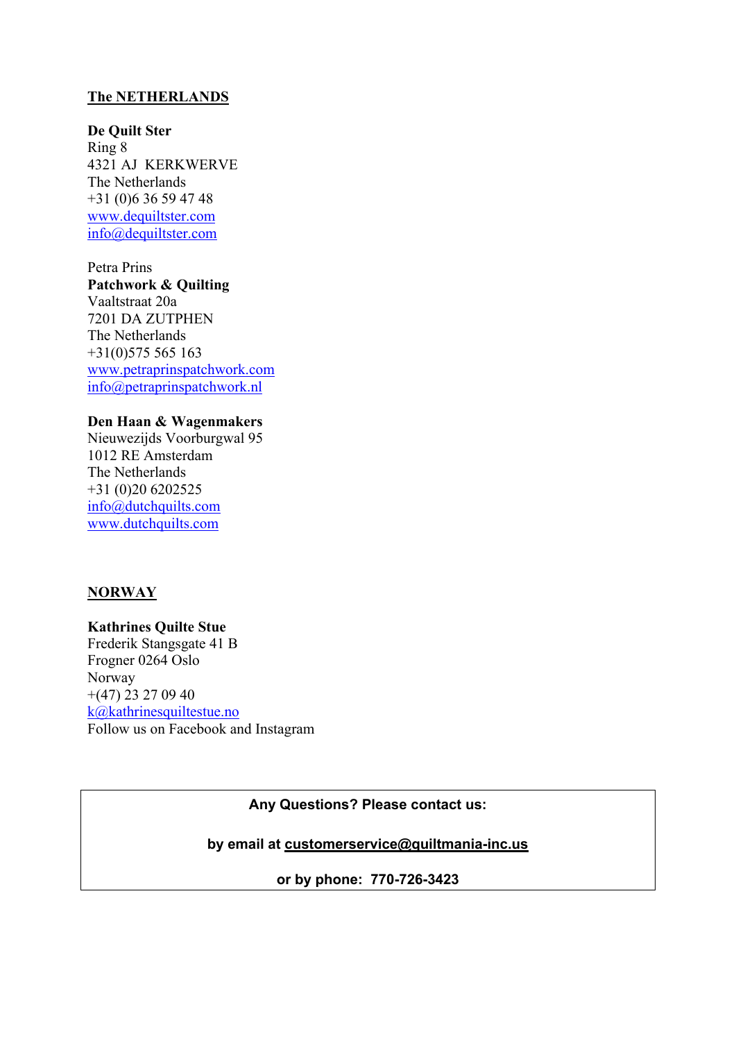## The NETHERLANDS

**De Quilt Ster**
Ring 8
4321 AJ KERKWERVE
The Netherlands
+31 (0)6 36 59 47 48
www.dequiltster.com
info@dequiltster.com

Petra Prins
**Patchwork & Quilting**
Vaaltstraat 20a
7201 DA ZUTPHEN
The Netherlands
+31(0)575 565 163
www.petraprinspatchwork.com
info@petraprinspatchwork.nl

**Den Haan & Wagenmakers**
Nieuwezijds Voorburgwal 95
1012 RE Amsterdam
The Netherlands
+31 (0)20 6202525
info@dutchquilts.com
www.dutchquilts.com

## NORWAY

**Kathrines Quilte Stue**
Frederik Stangsgate 41 B
Frogner 0264 Oslo
Norway
+(47) 23 27 09 40
k@kathrinesquiltestue.no
Follow us on Facebook and Instagram

**Any Questions? Please contact us:**

**by email at customerservice@quiltmania-inc.us**

**or by phone: 770-726-3423**